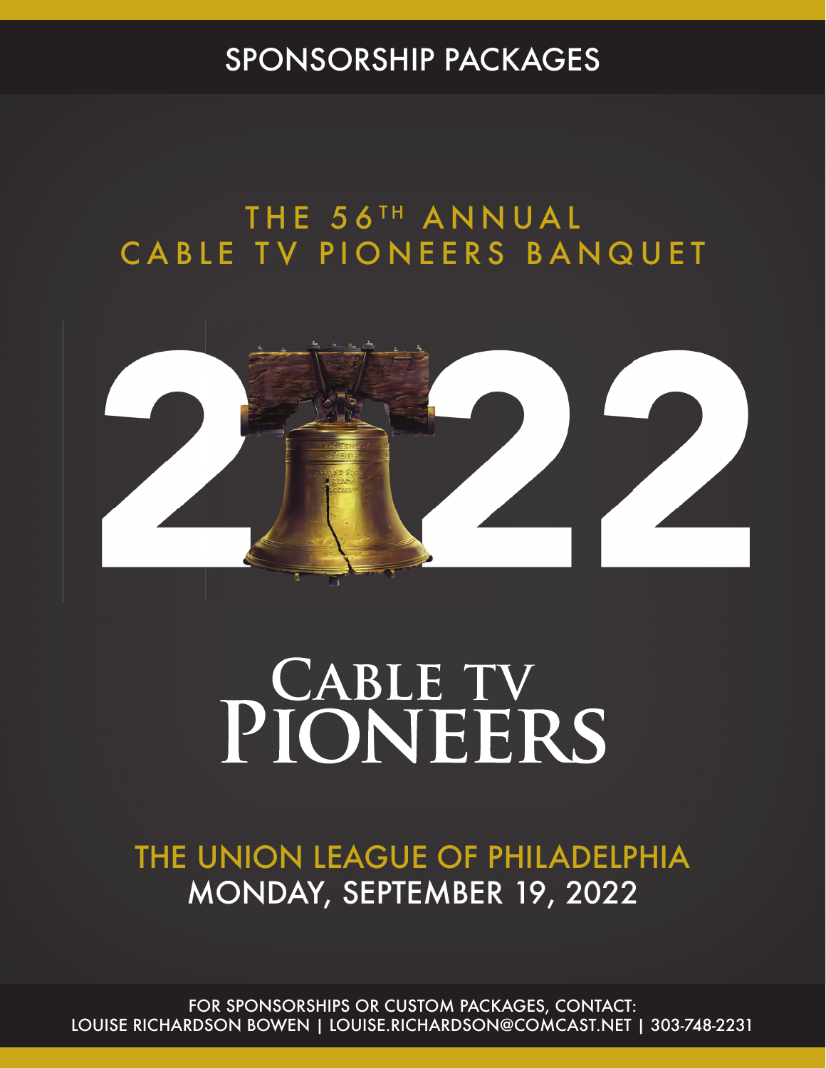# SPONSORSHIP PACKAGES

## THE 56TH ANNUAL CABLE TV PIONEERS BANQUET

# 2022

# CABLE TV PIONEERS

## THE UNION LEAGUE OF PHILADELPHIA
## MONDAY, SEPTEMBER 19, 2022

FOR SPONSORSHIPS OR CUSTOM PACKAGES, CONTACT:
LOUISE RICHARDSON BOWEN | LOUISE.RICHARDSON@COMCAST.NET | 303-748-2231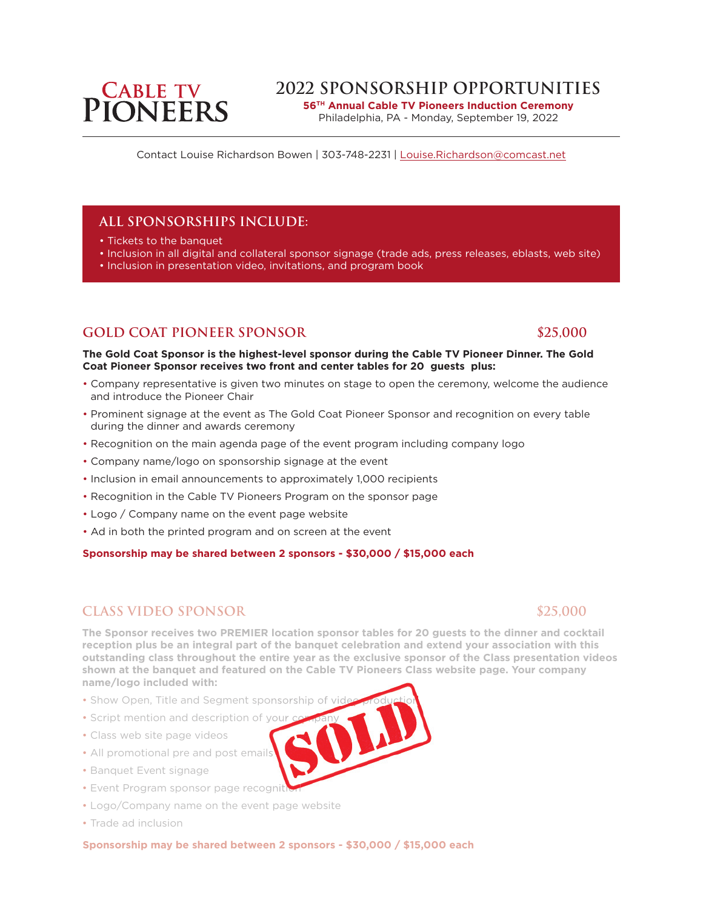# Cable TV Pioneers

## 2022 SPONSORSHIP OPPORTUNITIES

**56TH Annual Cable TV Pioneers Induction Ceremony**
Philadelphia, PA - Monday, September 19, 2022

Contact Louise Richardson Bowen | 303-748-2231 | Louise.Richardson@comcast.net

### ALL SPONSORSHIPS INCLUDE:

- Tickets to the banquet
- Inclusion in all digital and collateral sponsor signage (trade ads, press releases, eblasts, web site)
- Inclusion in presentation video, invitations, and program book

### GOLD COAT PIONEER SPONSOR — $25,000

**The Gold Coat Sponsor is the highest-level sponsor during the Cable TV Pioneer Dinner. The Gold Coat Pioneer Sponsor receives two front and center tables for 20 guests plus:**

- Company representative is given two minutes on stage to open the ceremony, welcome the audience and introduce the Pioneer Chair
- Prominent signage at the event as The Gold Coat Pioneer Sponsor and recognition on every table during the dinner and awards ceremony
- Recognition on the main agenda page of the event program including company logo
- Company name/logo on sponsorship signage at the event
- Inclusion in email announcements to approximately 1,000 recipients
- Recognition in the Cable TV Pioneers Program on the sponsor page
- Logo / Company name on the event page website
- Ad in both the printed program and on screen at the event

**Sponsorship may be shared between 2 sponsors - $30,000 / $15,000 each**

### CLASS VIDEO SPONSOR — $25,000

SOLD

**The Sponsor receives two PREMIER location sponsor tables for 20 guests to the dinner and cocktail reception plus be an integral part of the banquet celebration and extend your association with this outstanding class throughout the entire year as the exclusive sponsor of the Class presentation videos shown at the banquet and featured on the Cable TV Pioneers Class website page. Your company name/logo included with:**

- Show Open, Title and Segment sponsorship of video production
- Script mention and description of your company
- Class web site page videos
- All promotional pre and post emails
- Banquet Event signage
- Event Program sponsor page recognition
- Logo/Company name on the event page website
- Trade ad inclusion

**Sponsorship may be shared between 2 sponsors - $30,000 / $15,000 each**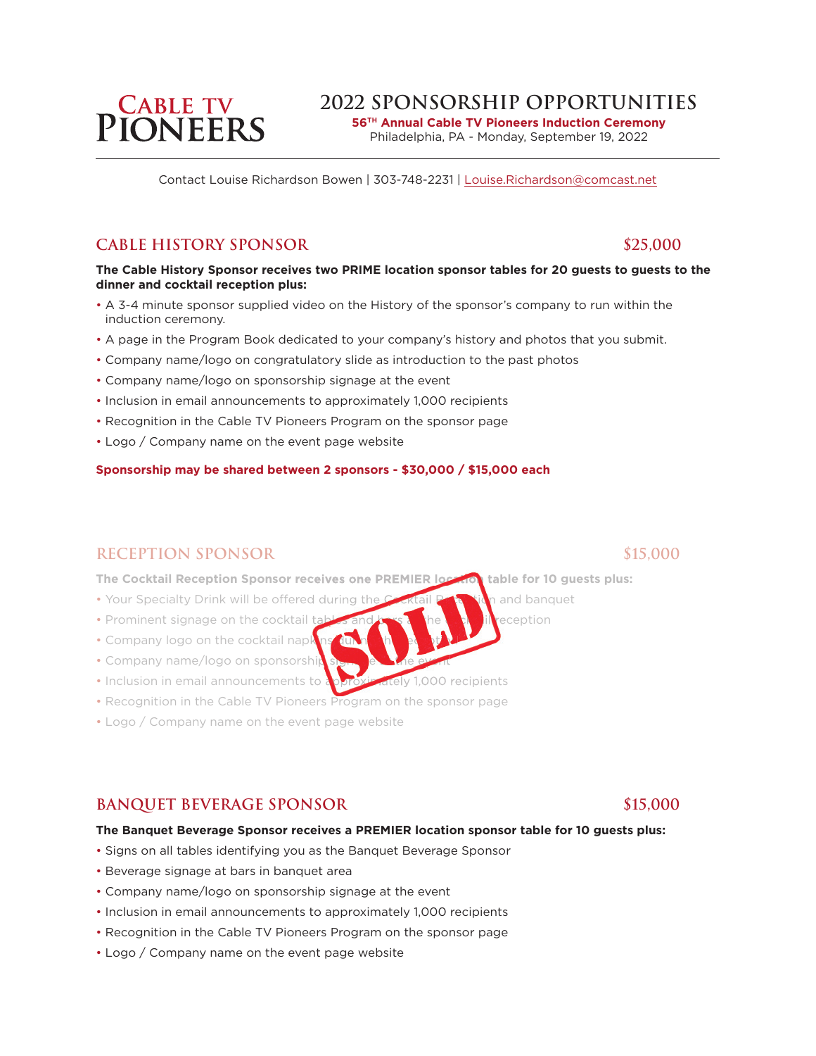# CABLE TV PIONEERS

## 2022 SPONSORSHIP OPPORTUNITIES

**56TH Annual Cable TV Pioneers Induction Ceremony**

Philadelphia, PA - Monday, September 19, 2022

---

Contact Louise Richardson Bowen | 303-748-2231 | Louise.Richardson@comcast.net

## CABLE HISTORY SPONSOR — $25,000

**The Cable History Sponsor receives two PRIME location sponsor tables for 20 guests to guests to the dinner and cocktail reception plus:**

- A 3-4 minute sponsor supplied video on the History of the sponsor's company to run within the induction ceremony.
- A page in the Program Book dedicated to your company's history and photos that you submit.
- Company name/logo on congratulatory slide as introduction to the past photos
- Company name/logo on sponsorship signage at the event
- Inclusion in email announcements to approximately 1,000 recipients
- Recognition in the Cable TV Pioneers Program on the sponsor page
- Logo / Company name on the event page website

**Sponsorship may be shared between 2 sponsors - $30,000 / $15,000 each**

## RECEPTION SPONSOR — $15,000

SOLD

**The Cocktail Reception Sponsor receives one PREMIER location table for 10 guests plus:**

- Your Specialty Drink will be offered during the Cocktail Reception and banquet
- Prominent signage on the cocktail tables and bars at the cocktail reception
- Company logo on the cocktail napkins during the reception
- Company name/logo on sponsorship signage at the event
- Inclusion in email announcements to approximately 1,000 recipients
- Recognition in the Cable TV Pioneers Program on the sponsor page
- Logo / Company name on the event page website

## BANQUET BEVERAGE SPONSOR — $15,000

**The Banquet Beverage Sponsor receives a PREMIER location sponsor table for 10 guests plus:**

- Signs on all tables identifying you as the Banquet Beverage Sponsor
- Beverage signage at bars in banquet area
- Company name/logo on sponsorship signage at the event
- Inclusion in email announcements to approximately 1,000 recipients
- Recognition in the Cable TV Pioneers Program on the sponsor page
- Logo / Company name on the event page website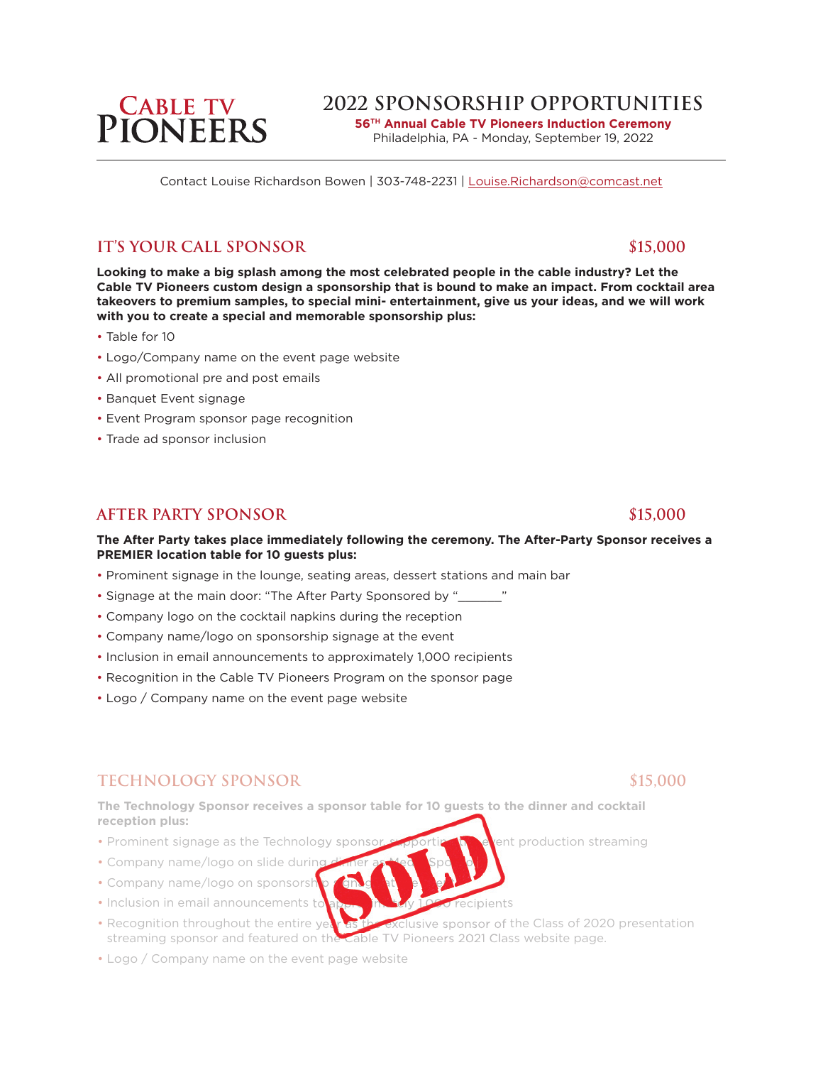# CABLE TV PIONEERS

## 2022 SPONSORSHIP OPPORTUNITIES

**56TH Annual Cable TV Pioneers Induction Ceremony**
Philadelphia, PA - Monday, September 19, 2022

Contact Louise Richardson Bowen | 303-748-2231 | Louise.Richardson@comcast.net

### IT'S YOUR CALL SPONSOR $15,000

**Looking to make a big splash among the most celebrated people in the cable industry? Let the Cable TV Pioneers custom design a sponsorship that is bound to make an impact. From cocktail area takeovers to premium samples, to special mini- entertainment, give us your ideas, and we will work with you to create a special and memorable sponsorship plus:**

- Table for 10
- Logo/Company name on the event page website
- All promotional pre and post emails
- Banquet Event signage
- Event Program sponsor page recognition
- Trade ad sponsor inclusion

### AFTER PARTY SPONSOR $15,000

**The After Party takes place immediately following the ceremony. The After-Party Sponsor receives a PREMIER location table for 10 guests plus:**

- Prominent signage in the lounge, seating areas, dessert stations and main bar
- Signage at the main door: "The After Party Sponsored by "_______"
- Company logo on the cocktail napkins during the reception
- Company name/logo on sponsorship signage at the event
- Inclusion in email announcements to approximately 1,000 recipients
- Recognition in the Cable TV Pioneers Program on the sponsor page
- Logo / Company name on the event page website

### TECHNOLOGY SPONSOR $15,000

SOLD

**The Technology Sponsor receives a sponsor table for 10 guests to the dinner and cocktail reception plus:**

- Prominent signage as the Technology sponsor, supporting the event production streaming
- Company name/logo on slide during dinner as Media Sponsor
- Company name/logo on sponsorship signage at the event
- Inclusion in email announcements to approximately 1,000 recipients
- Recognition throughout the entire year as the exclusive sponsor of the Class of 2020 presentation streaming sponsor and featured on the Cable TV Pioneers 2021 Class website page.
- Logo / Company name on the event page website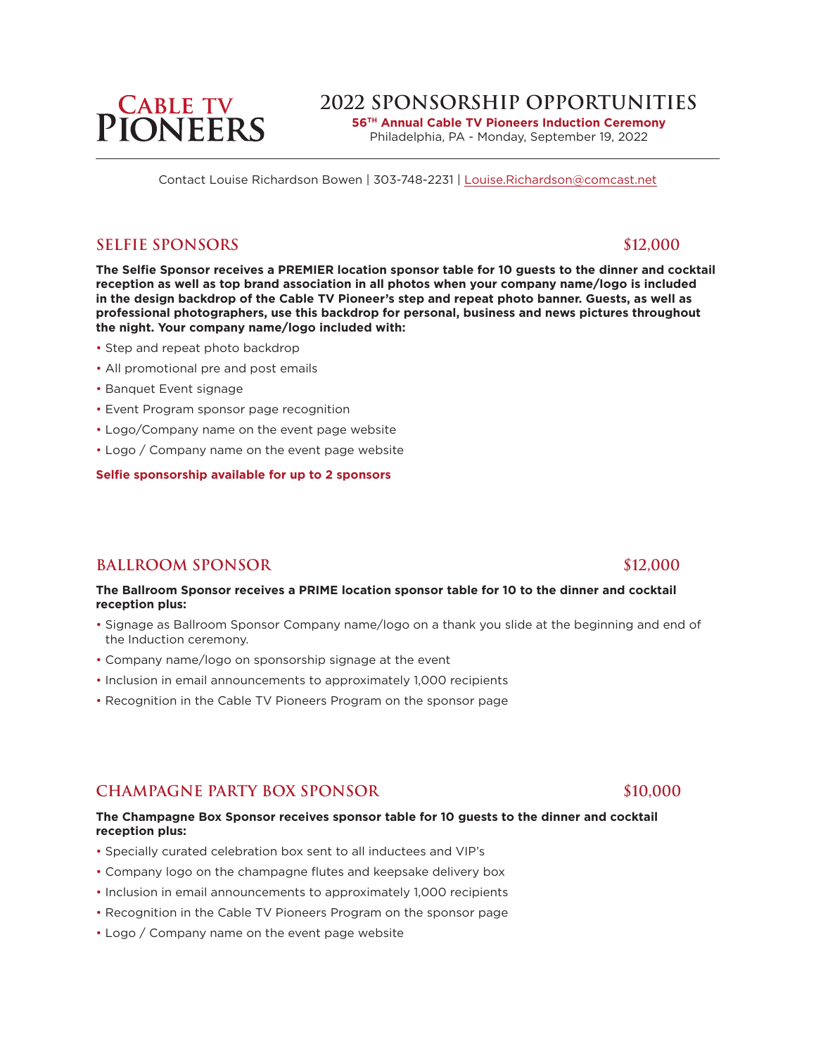# Cable TV Pioneers

## 2022 SPONSORSHIP OPPORTUNITIES

**56TH Annual Cable TV Pioneers Induction Ceremony**
Philadelphia, PA - Monday, September 19, 2022

---

Contact Louise Richardson Bowen | 303-748-2231 | Louise.Richardson@comcast.net

### SELFIE SPONSORS — $12,000

**The Selfie Sponsor receives a PREMIER location sponsor table for 10 guests to the dinner and cocktail reception as well as top brand association in all photos when your company name/logo is included in the design backdrop of the Cable TV Pioneer's step and repeat photo banner. Guests, as well as professional photographers, use this backdrop for personal, business and news pictures throughout the night. Your company name/logo included with:**

- Step and repeat photo backdrop
- All promotional pre and post emails
- Banquet Event signage
- Event Program sponsor page recognition
- Logo/Company name on the event page website
- Logo / Company name on the event page website

**Selfie sponsorship available for up to 2 sponsors**

### BALLROOM SPONSOR — $12,000

**The Ballroom Sponsor receives a PRIME location sponsor table for 10 to the dinner and cocktail reception plus:**

- Signage as Ballroom Sponsor Company name/logo on a thank you slide at the beginning and end of the Induction ceremony.
- Company name/logo on sponsorship signage at the event
- Inclusion in email announcements to approximately 1,000 recipients
- Recognition in the Cable TV Pioneers Program on the sponsor page

### CHAMPAGNE PARTY BOX SPONSOR — $10,000

**The Champagne Box Sponsor receives sponsor table for 10 guests to the dinner and cocktail reception plus:**

- Specially curated celebration box sent to all inductees and VIP's
- Company logo on the champagne flutes and keepsake delivery box
- Inclusion in email announcements to approximately 1,000 recipients
- Recognition in the Cable TV Pioneers Program on the sponsor page
- Logo / Company name on the event page website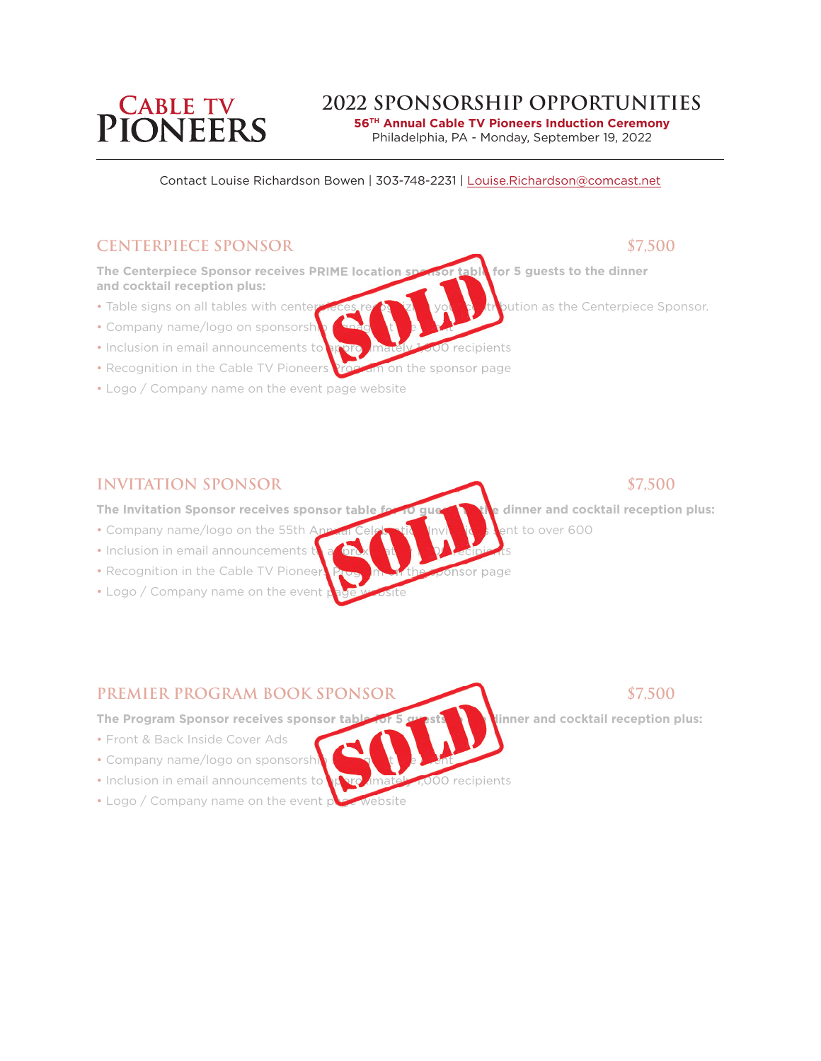# Cable TV Pioneers

## 2022 SPONSORSHIP OPPORTUNITIES

**56TH Annual Cable TV Pioneers Induction Ceremony**
Philadelphia, PA - Monday, September 19, 2022

Contact Louise Richardson Bowen | 303-748-2231 | Louise.Richardson@comcast.net

### CENTERPIECE SPONSOR — $7,500

SOLD

**The Centerpiece Sponsor receives PRIME location sponsor table for 5 guests to the dinner and cocktail reception plus:**

- Table signs on all tables with centerpieces recognizing your contribution as the Centerpiece Sponsor.
- Company name/logo on sponsorship signage at the event
- Inclusion in email announcements to approximately 1,000 recipients
- Recognition in the Cable TV Pioneers Program on the sponsor page
- Logo / Company name on the event page website

### INVITATION SPONSOR — $7,500

SOLD

**The Invitation Sponsor receives sponsor table for 10 guests to the dinner and cocktail reception plus:**

- Company name/logo on the 55th Annual Celebration Invitations sent to over 600
- Inclusion in email announcements to approximately 1,000 recipients
- Recognition in the Cable TV Pioneers Program on the sponsor page
- Logo / Company name on the event page website

### PREMIER PROGRAM BOOK SPONSOR — $7,500

SOLD

**The Program Sponsor receives sponsor table for 5 guests to the dinner and cocktail reception plus:**

- Front & Back Inside Cover Ads
- Company name/logo on sponsorship signage at the event
- Inclusion in email announcements to approximately 1,000 recipients
- Logo / Company name on the event page website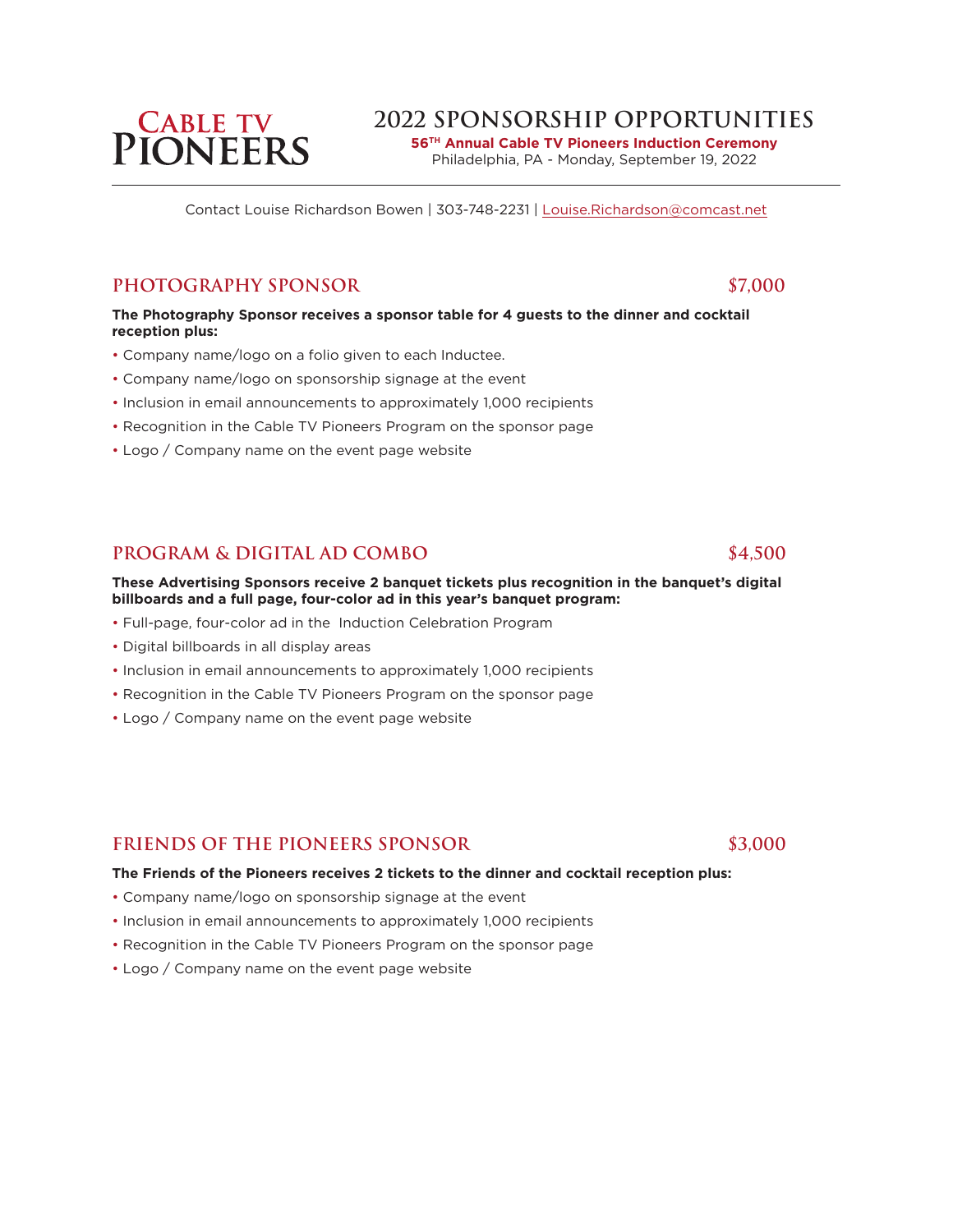# Cable TV Pioneers

## 2022 SPONSORSHIP OPPORTUNITIES

**56TH Annual Cable TV Pioneers Induction Ceremony**

Philadelphia, PA - Monday, September 19, 2022

---

Contact Louise Richardson Bowen | 303-748-2231 | Louise.Richardson@comcast.net

### PHOTOGRAPHY SPONSOR — $7,000

**The Photography Sponsor receives a sponsor table for 4 guests to the dinner and cocktail reception plus:**

- Company name/logo on a folio given to each Inductee.
- Company name/logo on sponsorship signage at the event
- Inclusion in email announcements to approximately 1,000 recipients
- Recognition in the Cable TV Pioneers Program on the sponsor page
- Logo / Company name on the event page website

### PROGRAM & DIGITAL AD COMBO — $4,500

**These Advertising Sponsors receive 2 banquet tickets plus recognition in the banquet's digital billboards and a full page, four-color ad in this year's banquet program:**

- Full-page, four-color ad in the Induction Celebration Program
- Digital billboards in all display areas
- Inclusion in email announcements to approximately 1,000 recipients
- Recognition in the Cable TV Pioneers Program on the sponsor page
- Logo / Company name on the event page website

### FRIENDS OF THE PIONEERS SPONSOR — $3,000

**The Friends of the Pioneers receives 2 tickets to the dinner and cocktail reception plus:**

- Company name/logo on sponsorship signage at the event
- Inclusion in email announcements to approximately 1,000 recipients
- Recognition in the Cable TV Pioneers Program on the sponsor page
- Logo / Company name on the event page website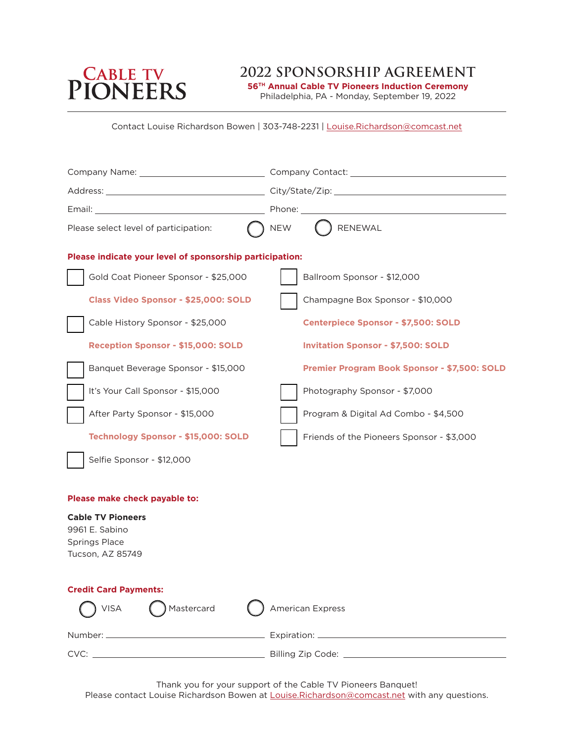**CABLE TV PIONEERS**

# 2022 SPONSORSHIP AGREEMENT

**56TH Annual Cable TV Pioneers Induction Ceremony**
Philadelphia, PA - Monday, September 19, 2022

---

Contact Louise Richardson Bowen | 303-748-2231 | Louise.Richardson@comcast.net

Company Name: ______________________ Company Contact: ______________________

Address: ______________________ City/State/Zip: ______________________

Email: ______________________ Phone: ______________________

Please select level of participation: ◯ NEW ◯ RENEWAL

**Please indicate your level of sponsorship participation:**

- ☐ Gold Coat Pioneer Sponsor - $25,000
- **Class Video Sponsor - $25,000: SOLD**
- ☐ Cable History Sponsor - $25,000
- **Reception Sponsor - $15,000: SOLD**
- ☐ Banquet Beverage Sponsor - $15,000
- ☐ It's Your Call Sponsor - $15,000
- ☐ After Party Sponsor - $15,000
- **Technology Sponsor - $15,000: SOLD**
- ☐ Selfie Sponsor - $12,000
- ☐ Ballroom Sponsor - $12,000
- ☐ Champagne Box Sponsor - $10,000
- **Centerpiece Sponsor - $7,500: SOLD**
- **Invitation Sponsor - $7,500: SOLD**
- **Premier Program Book Sponsor - $7,500: SOLD**
- ☐ Photography Sponsor - $7,000
- ☐ Program & Digital Ad Combo - $4,500
- ☐ Friends of the Pioneers Sponsor - $3,000

**Please make check payable to:**

**Cable TV Pioneers**
9961 E. Sabino
Springs Place
Tucson, AZ 85749

**Credit Card Payments:**

◯ VISA ◯ Mastercard ◯ American Express

Number: ______________________ Expiration: ______________________

CVC: ______________________ Billing Zip Code: ______________________

Thank you for your support of the Cable TV Pioneers Banquet!
Please contact Louise Richardson Bowen at Louise.Richardson@comcast.net with any questions.